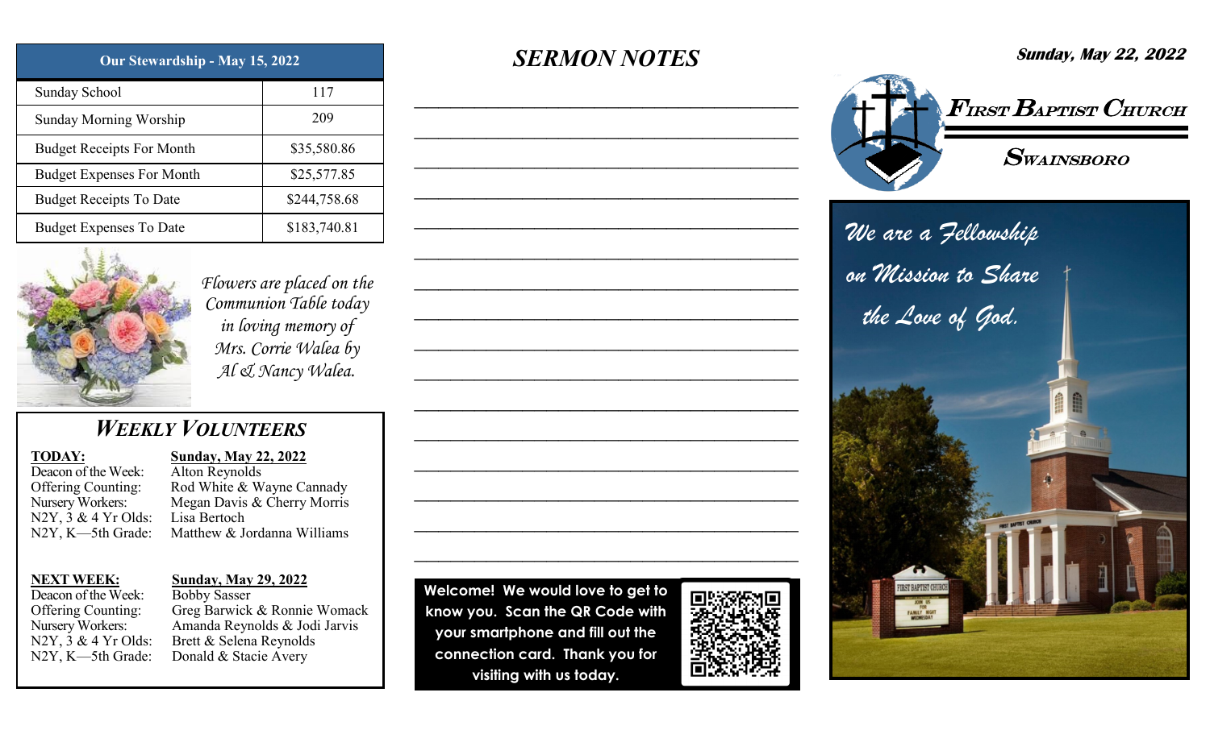| Our Stewardship - May 15, 2022 | |
|---|---|
| Sunday School | 117 |
| Sunday Morning Worship | 209 |
| Budget Receipts For Month | $35,580.86 |
| Budget Expenses For Month | $25,577.85 |
| Budget Receipts To Date | $244,758.68 |
| Budget Expenses To Date | $183,740.81 |

*Flowers are placed on the Communion Table today in loving memory of Mrs. Corrie Walea by Al & Nancy Walea.*

## *WEEKLY VOLUNTEERS*

**TODAY:** **Sunday, May 22, 2022**

Deacon of the Week: Alton Reynolds
Offering Counting: Rod White & Wayne Cannady
Nursery Workers: Megan Davis & Cherry Morris
N2Y, 3 & 4 Yr Olds: Lisa Bertoch
N2Y, K—5th Grade: Matthew & Jordanna Williams

**NEXT WEEK:** **Sunday, May 29, 2022**

Deacon of the Week: Bobby Sasser
Offering Counting: Greg Barwick & Ronnie Womack
Nursery Workers: Amanda Reynolds & Jodi Jarvis
N2Y, 3 & 4 Yr Olds: Brett & Selena Reynolds
N2Y, K—5th Grade: Donald & Stacie Avery

## *SERMON NOTES*

________________________________________

________________________________________

________________________________________

________________________________________

________________________________________

________________________________________

________________________________________

________________________________________

________________________________________

________________________________________

________________________________________

________________________________________

________________________________________

________________________________________

________________________________________

________________________________________

**Welcome! We would love to get to know you. Scan the QR Code with your smartphone and fill out the connection card. Thank you for visiting with us today.**

**Sunday, May 22, 2022**

# FIRST BAPTIST CHURCH

## SWAINSBORO

*We are a Fellowship on Mission to Share the Love of God.*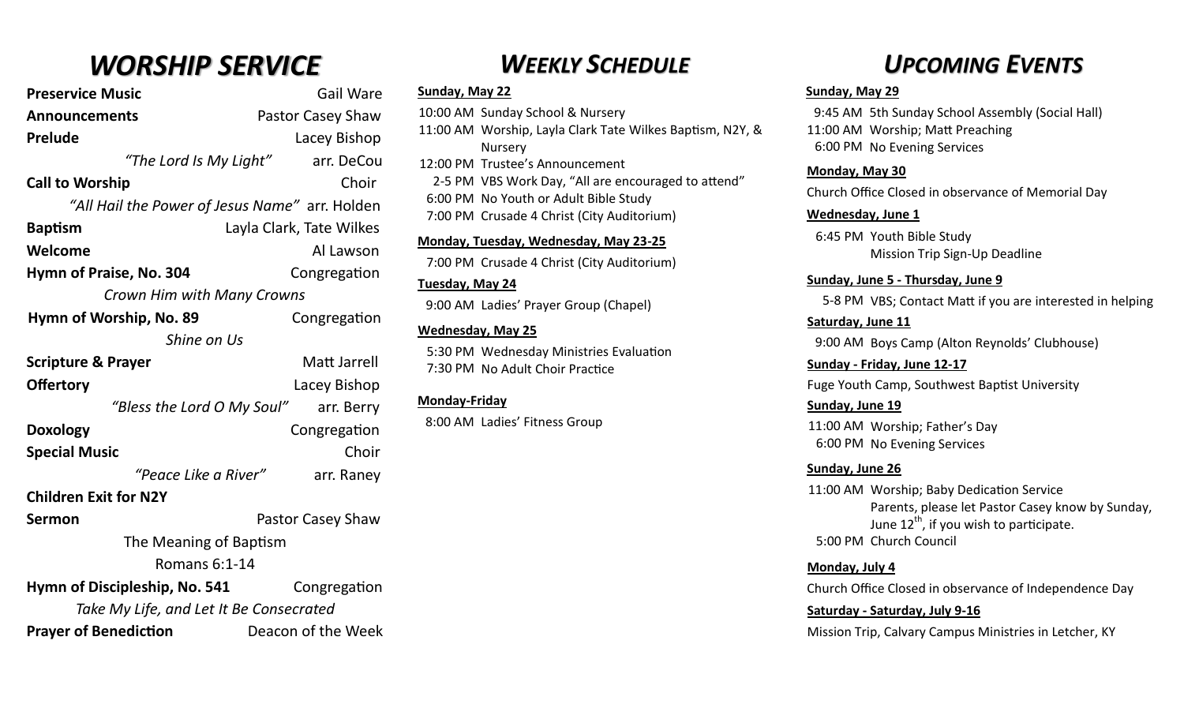# *WORSHIP SERVICE*

**Preservice Music** Gail Ware

**Announcements** Pastor Casey Shaw

**Prelude** Lacey Bishop

*"The Lord Is My Light"* arr. DeCou

**Call to Worship** Choir

*"All Hail the Power of Jesus Name"* arr. Holden

**Baptism** Layla Clark, Tate Wilkes

**Welcome** Al Lawson

**Hymn of Praise, No. 304** Congregation

*Crown Him with Many Crowns*

**Hymn of Worship, No. 89** Congregation

*Shine on Us*

**Scripture & Prayer** Matt Jarrell

**Offertory** Lacey Bishop

*"Bless the Lord O My Soul"* arr. Berry

**Doxology** Congregation

**Special Music** Choir

*"Peace Like a River"* arr. Raney

**Children Exit for N2Y**

**Sermon** Pastor Casey Shaw

The Meaning of Baptism

Romans 6:1-14

**Hymn of Discipleship, No. 541** Congregation

*Take My Life, and Let It Be Consecrated*

**Prayer of Benediction** Deacon of the Week

# *WEEKLY SCHEDULE*

**Sunday, May 22**

10:00 AM Sunday School & Nursery
11:00 AM Worship, Layla Clark Tate Wilkes Baptism, N2Y, & Nursery
12:00 PM Trustee's Announcement
2-5 PM VBS Work Day, "All are encouraged to attend"
6:00 PM No Youth or Adult Bible Study
7:00 PM Crusade 4 Christ (City Auditorium)

**Monday, Tuesday, Wednesday, May 23-25**

7:00 PM Crusade 4 Christ (City Auditorium)

**Tuesday, May 24**

9:00 AM Ladies' Prayer Group (Chapel)

**Wednesday, May 25**

5:30 PM Wednesday Ministries Evaluation
7:30 PM No Adult Choir Practice

**Monday-Friday**

8:00 AM Ladies' Fitness Group

# *UPCOMING EVENTS*

**Sunday, May 29**

9:45 AM 5th Sunday School Assembly (Social Hall)
11:00 AM Worship; Matt Preaching
6:00 PM No Evening Services

**Monday, May 30**

Church Office Closed in observance of Memorial Day

**Wednesday, June 1**

6:45 PM Youth Bible Study
Mission Trip Sign-Up Deadline

**Sunday, June 5 - Thursday, June 9**

5-8 PM VBS; Contact Matt if you are interested in helping

**Saturday, June 11**

9:00 AM Boys Camp (Alton Reynolds' Clubhouse)

**Sunday - Friday, June 12-17**

Fuge Youth Camp, Southwest Baptist University

**Sunday, June 19**

11:00 AM Worship; Father's Day
6:00 PM No Evening Services

**Sunday, June 26**

11:00 AM Worship; Baby Dedication Service
Parents, please let Pastor Casey know by Sunday, June 12th, if you wish to participate.
5:00 PM Church Council

**Monday, July 4**

Church Office Closed in observance of Independence Day

**Saturday - Saturday, July 9-16**

Mission Trip, Calvary Campus Ministries in Letcher, KY